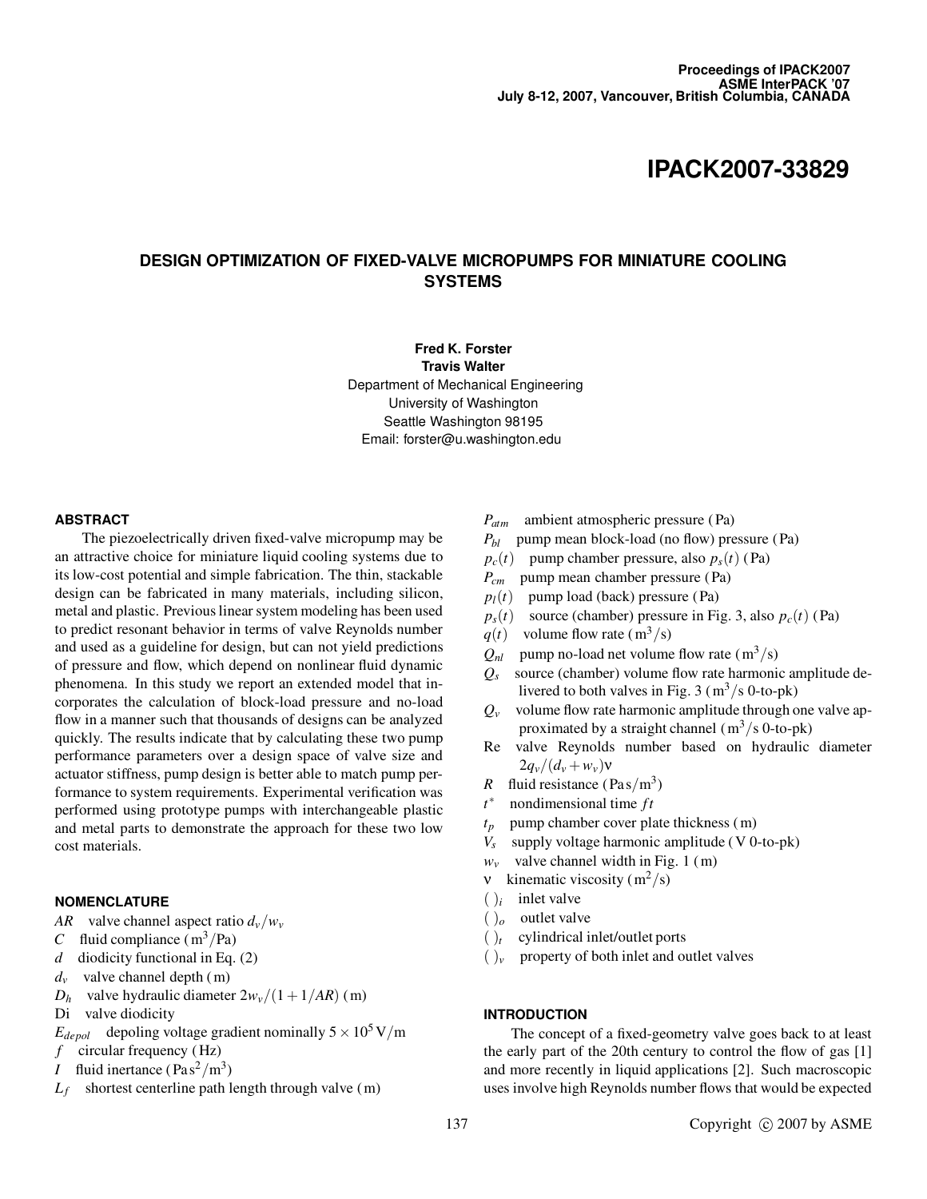Proceedings of IPACK2007
ASME InterPACK '07
July 8-12, 2007, Vancouver, British Columbia, CANADA

# IPACK2007-33829

## DESIGN OPTIMIZATION OF FIXED-VALVE MICROPUMPS FOR MINIATURE COOLING SYSTEMS

**Fred K. Forster**
**Travis Walter**
Department of Mechanical Engineering
University of Washington
Seattle Washington 98195
Email: forster@u.washington.edu

### ABSTRACT

The piezoelectrically driven fixed-valve micropump may be an attractive choice for miniature liquid cooling systems due to its low-cost potential and simple fabrication. The thin, stackable design can be fabricated in many materials, including silicon, metal and plastic. Previous linear system modeling has been used to predict resonant behavior in terms of valve Reynolds number and used as a guideline for design, but can not yield predictions of pressure and flow, which depend on nonlinear fluid dynamic phenomena. In this study we report an extended model that incorporates the calculation of block-load pressure and no-load flow in a manner such that thousands of designs can be analyzed quickly. The results indicate that by calculating these two pump performance parameters over a design space of valve size and actuator stiffness, pump design is better able to match pump performance to system requirements. Experimental verification was performed using prototype pumps with interchangeable plastic and metal parts to demonstrate the approach for these two low cost materials.

### NOMENCLATURE

$AR$ valve channel aspect ratio $d_v/w_v$
$C$ fluid compliance $(\mathrm{m^3/Pa})$
$d$ diodicity functional in Eq. (2)
$d_v$ valve channel depth $(\mathrm{m})$
$D_h$ valve hydraulic diameter $2w_v/(1+1/AR)$ $(\mathrm{m})$
Di valve diodicity
$E_{depol}$ depoling voltage gradient nominally $5\times10^5\,\mathrm{V/m}$
$f$ circular frequency $(\mathrm{Hz})$
$I$ fluid inertance $(\mathrm{Pa\,s^2/m^3})$
$L_f$ shortest centerline path length through valve $(\mathrm{m})$
$P_{atm}$ ambient atmospheric pressure $(\mathrm{Pa})$
$P_{bl}$ pump mean block-load (no flow) pressure $(\mathrm{Pa})$
$p_c(t)$ pump chamber pressure, also $p_s(t)$ $(\mathrm{Pa})$
$P_{cm}$ pump mean chamber pressure $(\mathrm{Pa})$
$p_l(t)$ pump load (back) pressure $(\mathrm{Pa})$
$p_s(t)$ source (chamber) pressure in Fig. 3, also $p_c(t)$ $(\mathrm{Pa})$
$q(t)$ volume flow rate $(\mathrm{m^3/s})$
$Q_{nl}$ pump no-load net volume flow rate $(\mathrm{m^3/s})$
$Q_s$ source (chamber) volume flow rate harmonic amplitude delivered to both valves in Fig. 3 $(\mathrm{m^3/s}$ 0-to-pk$)$
$Q_v$ volume flow rate harmonic amplitude through one valve approximated by a straight channel $(\mathrm{m^3/s}$ 0-to-pk$)$
Re valve Reynolds number based on hydraulic diameter $2q_v/(d_v+w_v)\nu$
$R$ fluid resistance $(\mathrm{Pa\,s/m^3})$
$t^*$ nondimensional time $ft$
$t_p$ pump chamber cover plate thickness $(\mathrm{m})$
$V_s$ supply voltage harmonic amplitude $(\mathrm{V}$ 0-to-pk$)$
$w_v$ valve channel width in Fig. 1 $(\mathrm{m})$
$\nu$ kinematic viscosity $(\mathrm{m^2/s})$
$(\ )_i$ inlet valve
$(\ )_o$ outlet valve
$(\ )_t$ cylindrical inlet/outlet ports
$(\ )_v$ property of both inlet and outlet valves

### INTRODUCTION

The concept of a fixed-geometry valve goes back to at least the early part of the 20th century to control the flow of gas [1] and more recently in liquid applications [2]. Such macroscopic uses involve high Reynolds number flows that would be expected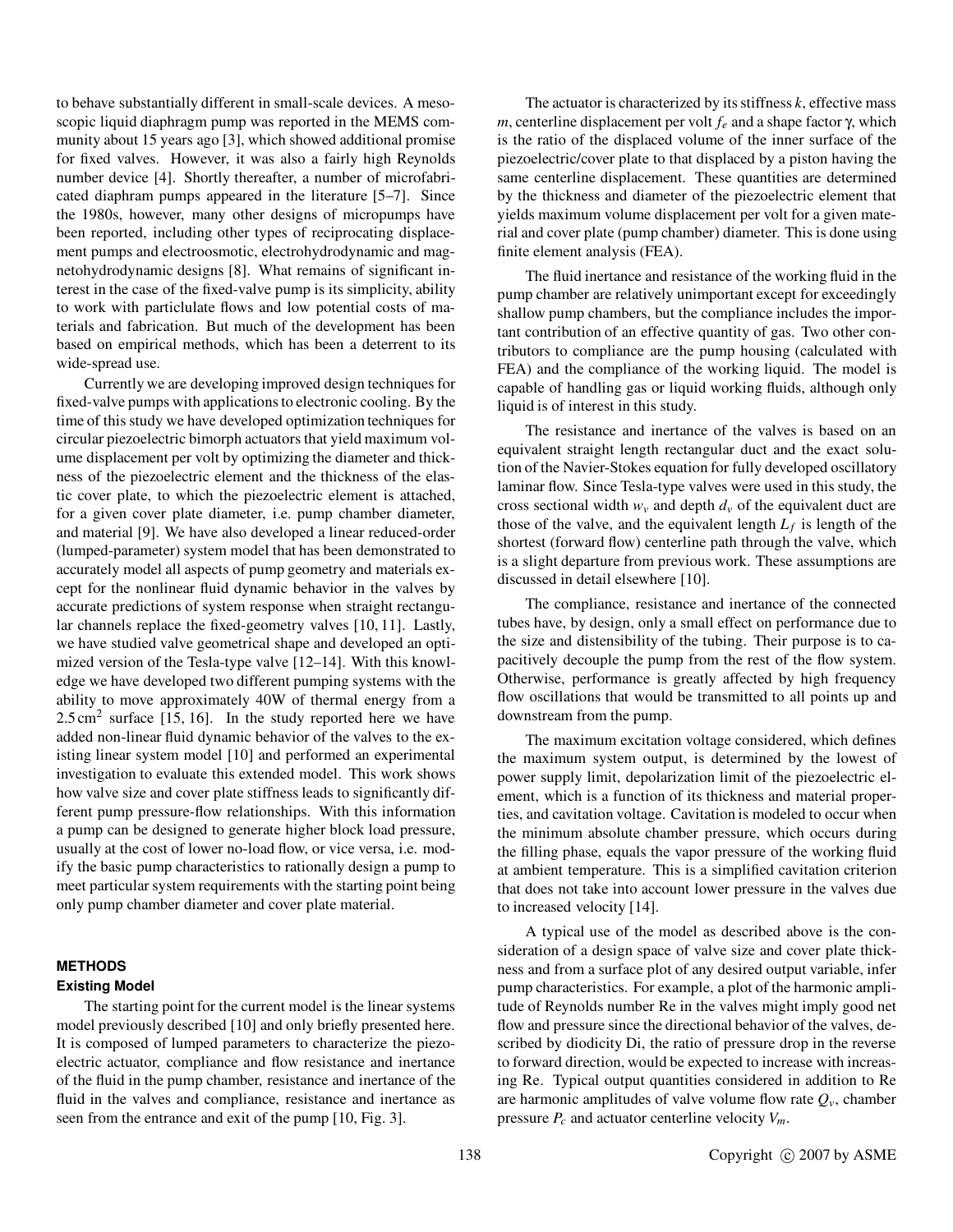to behave substantially different in small-scale devices. A mesoscopic liquid diaphragm pump was reported in the MEMS community about 15 years ago [3], which showed additional promise for fixed valves. However, it was also a fairly high Reynolds number device [4]. Shortly thereafter, a number of microfabricated diaphram pumps appeared in the literature [5–7]. Since the 1980s, however, many other designs of micropumps have been reported, including other types of reciprocating displacement pumps and electroosmotic, electrohydrodynamic and magnetohydrodynamic designs [8]. What remains of significant interest in the case of the fixed-valve pump is its simplicity, ability to work with particulate flows and low potential costs of materials and fabrication. But much of the development has been based on empirical methods, which has been a deterrent to its wide-spread use.

Currently we are developing improved design techniques for fixed-valve pumps with applications to electronic cooling. By the time of this study we have developed optimization techniques for circular piezoelectric bimorph actuators that yield maximum volume displacement per volt by optimizing the diameter and thickness of the piezoelectric element and the thickness of the elastic cover plate, to which the piezoelectric element is attached, for a given cover plate diameter, i.e. pump chamber diameter, and material [9]. We have also developed a linear reduced-order (lumped-parameter) system model that has been demonstrated to accurately model all aspects of pump geometry and materials except for the nonlinear fluid dynamic behavior in the valves by accurate predictions of system response when straight rectangular channels replace the fixed-geometry valves [10, 11]. Lastly, we have studied valve geometrical shape and developed an optimized version of the Tesla-type valve [12–14]. With this knowledge we have developed two different pumping systems with the ability to move approximately 40W of thermal energy from a $2.5\,\mathrm{cm}^2$ surface [15, 16]. In the study reported here we have added non-linear fluid dynamic behavior of the valves to the existing linear system model [10] and performed an experimental investigation to evaluate this extended model. This work shows how valve size and cover plate stiffness leads to significantly different pump pressure-flow relationships. With this information a pump can be designed to generate higher block load pressure, usually at the cost of lower no-load flow, or vice versa, i.e. modify the basic pump characteristics to rationally design a pump to meet particular system requirements with the starting point being only pump chamber diameter and cover plate material.

## METHODS

### Existing Model

The starting point for the current model is the linear systems model previously described [10] and only briefly presented here. It is composed of lumped parameters to characterize the piezoelectric actuator, compliance and flow resistance and inertance of the fluid in the pump chamber, resistance and inertance of the fluid in the valves and compliance, resistance and inertance as seen from the entrance and exit of the pump [10, Fig. 3].

The actuator is characterized by its stiffness $k$, effective mass $m$, centerline displacement per volt $f_e$ and a shape factor $\gamma$, which is the ratio of the displaced volume of the inner surface of the piezoelectric/cover plate to that displaced by a piston having the same centerline displacement. These quantities are determined by the thickness and diameter of the piezoelectric element that yields maximum volume displacement per volt for a given material and cover plate (pump chamber) diameter. This is done using finite element analysis (FEA).

The fluid inertance and resistance of the working fluid in the pump chamber are relatively unimportant except for exceedingly shallow pump chambers, but the compliance includes the important contribution of an effective quantity of gas. Two other contributors to compliance are the pump housing (calculated with FEA) and the compliance of the working liquid. The model is capable of handling gas or liquid working fluids, although only liquid is of interest in this study.

The resistance and inertance of the valves is based on an equivalent straight length rectangular duct and the exact solution of the Navier-Stokes equation for fully developed oscillatory laminar flow. Since Tesla-type valves were used in this study, the cross sectional width $w_v$ and depth $d_v$ of the equivalent duct are those of the valve, and the equivalent length $L_f$ is length of the shortest (forward flow) centerline path through the valve, which is a slight departure from previous work. These assumptions are discussed in detail elsewhere [10].

The compliance, resistance and inertance of the connected tubes have, by design, only a small effect on performance due to the size and distensibility of the tubing. Their purpose is to capacitively decouple the pump from the rest of the flow system. Otherwise, performance is greatly affected by high frequency flow oscillations that would be transmitted to all points up and downstream from the pump.

The maximum excitation voltage considered, which defines the maximum system output, is determined by the lowest of power supply limit, depolarization limit of the piezoelectric element, which is a function of its thickness and material properties, and cavitation voltage. Cavitation is modeled to occur when the minimum absolute chamber pressure, which occurs during the filling phase, equals the vapor pressure of the working fluid at ambient temperature. This is a simplified cavitation criterion that does not take into account lower pressure in the valves due to increased velocity [14].

A typical use of the model as described above is the consideration of a design space of valve size and cover plate thickness and from a surface plot of any desired output variable, infer pump characteristics. For example, a plot of the harmonic amplitude of Reynolds number Re in the valves might imply good net flow and pressure since the directional behavior of the valves, described by diodicity Di, the ratio of pressure drop in the reverse to forward direction, would be expected to increase with increasing Re. Typical output quantities considered in addition to Re are harmonic amplitudes of valve volume flow rate $Q_v$, chamber pressure $P_c$ and actuator centerline velocity $V_m$.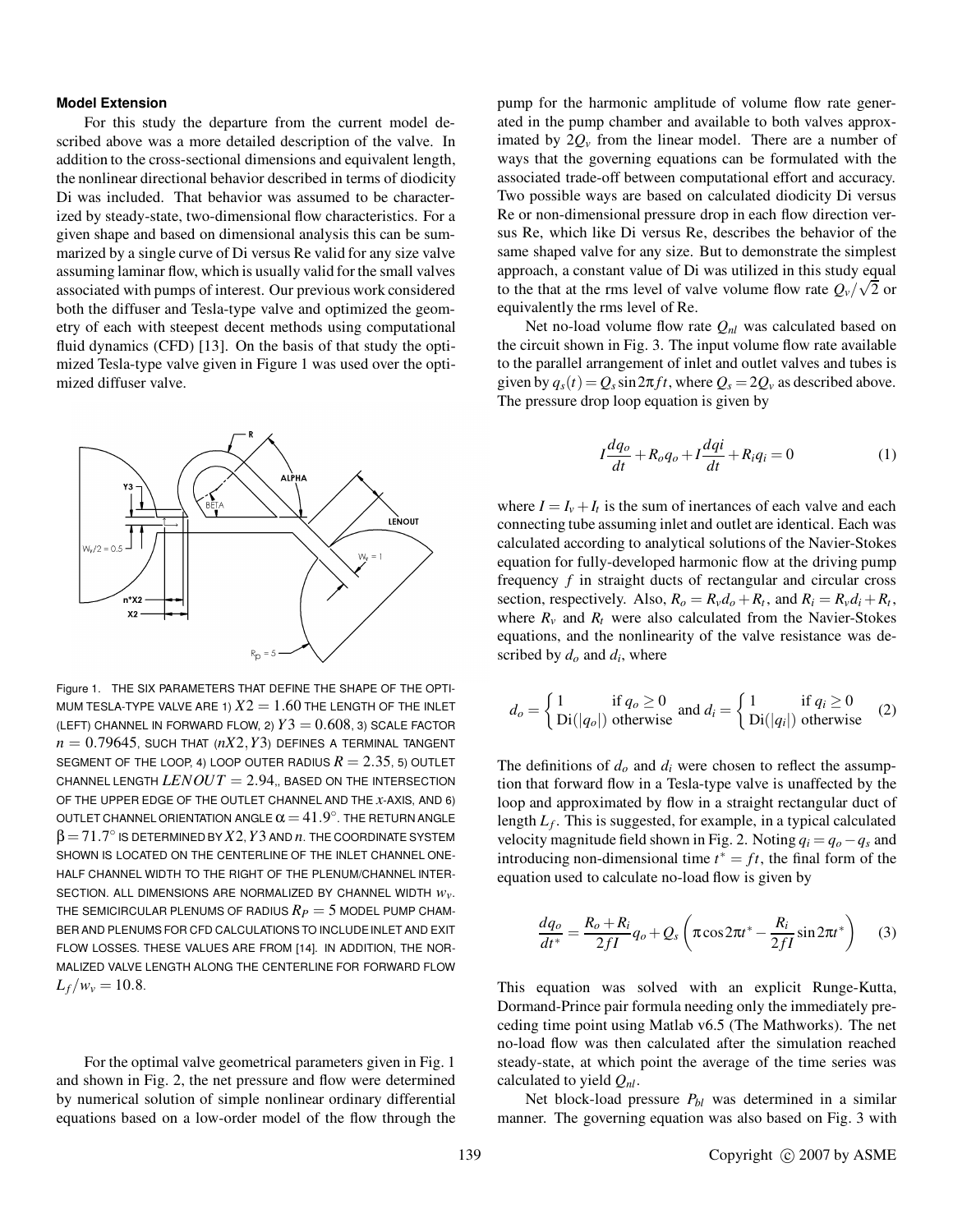#### Model Extension

For this study the departure from the current model described above was a more detailed description of the valve. In addition to the cross-sectional dimensions and equivalent length, the nonlinear directional behavior described in terms of diodicity Di was included. That behavior was assumed to be characterized by steady-state, two-dimensional flow characteristics. For a given shape and based on dimensional analysis this can be summarized by a single curve of Di versus Re valid for any size valve assuming laminar flow, which is usually valid for the small valves associated with pumps of interest. Our previous work considered both the diffuser and Tesla-type valve and optimized the geometry of each with steepest decent methods using computational fluid dynamics (CFD) [13]. On the basis of that study the optimized Tesla-type valve given in Figure 1 was used over the optimized diffuser valve.

Figure 1. THE SIX PARAMETERS THAT DEFINE THE SHAPE OF THE OPTIMUM TESLA-TYPE VALVE ARE 1) $X2 = 1.60$ THE LENGTH OF THE INLET (LEFT) CHANNEL IN FORWARD FLOW, 2) $Y3 = 0.608$, 3) SCALE FACTOR $n = 0.79645$, SUCH THAT $(nX2, Y3)$ DEFINES A TERMINAL TANGENT SEGMENT OF THE LOOP, 4) LOOP OUTER RADIUS $R = 2.35$, 5) OUTLET CHANNEL LENGTH $LENOUT = 2.94$, BASED ON THE INTERSECTION OF THE UPPER EDGE OF THE OUTLET CHANNEL AND THE $x$-AXIS, AND 6) OUTLET CHANNEL ORIENTATION ANGLE $\alpha = 41.9^\circ$. THE RETURN ANGLE $\beta = 71.7^\circ$ IS DETERMINED BY $X2, Y3$ AND $n$. THE COORDINATE SYSTEM SHOWN IS LOCATED ON THE CENTERLINE OF THE INLET CHANNEL ONE-HALF CHANNEL WIDTH TO THE RIGHT OF THE PLENUM/CHANNEL INTERSECTION. ALL DIMENSIONS ARE NORMALIZED BY CHANNEL WIDTH $w_v$. THE SEMICIRCULAR PLENUMS OF RADIUS $R_P = 5$ MODEL PUMP CHAMBER AND PLENUMS FOR CFD CALCULATIONS TO INCLUDE INLET AND EXIT FLOW LOSSES. THESE VALUES ARE FROM [14]. IN ADDITION, THE NORMALIZED VALVE LENGTH ALONG THE CENTERLINE FOR FORWARD FLOW $L_f/w_v = 10.8$.

For the optimal valve geometrical parameters given in Fig. 1 and shown in Fig. 2, the net pressure and flow were determined by numerical solution of simple nonlinear ordinary differential equations based on a low-order model of the flow through the pump for the harmonic amplitude of volume flow rate generated in the pump chamber and available to both valves approximated by $2Q_v$ from the linear model. There are a number of ways that the governing equations can be formulated with the associated trade-off between computational effort and accuracy. Two possible ways are based on calculated diodicity Di versus Re or non-dimensional pressure drop in each flow direction versus Re, which like Di versus Re, describes the behavior of the same shaped valve for any size. But to demonstrate the simplest approach, a constant value of Di was utilized in this study equal to the that at the rms level of valve volume flow rate $Q_v/\sqrt{2}$ or equivalently the rms level of Re.

Net no-load volume flow rate $Q_{nl}$ was calculated based on the circuit shown in Fig. 3. The input volume flow rate available to the parallel arrangement of inlet and outlet valves and tubes is given by $q_s(t) = Q_s \sin 2\pi f t$, where $Q_s = 2Q_v$ as described above. The pressure drop loop equation is given by

$$I\frac{dq_o}{dt} + R_o q_o + I\frac{dqi}{dt} + R_i q_i = 0 \tag{1}$$

where $I = I_v + I_t$ is the sum of inertances of each valve and each connecting tube assuming inlet and outlet are identical. Each was calculated according to analytical solutions of the Navier-Stokes equation for fully-developed harmonic flow at the driving pump frequency $f$ in straight ducts of rectangular and circular cross section, respectively. Also, $R_o = R_v d_o + R_t$, and $R_i = R_v d_i + R_t$, where $R_v$ and $R_t$ were also calculated from the Navier-Stokes equations, and the nonlinearity of the valve resistance was described by $d_o$ and $d_i$, where

$$d_o = \begin{cases} 1 & \text{if } q_o \geq 0 \\ \text{Di}(|q_o|) & \text{otherwise} \end{cases} \text{ and } d_i = \begin{cases} 1 & \text{if } q_i \geq 0 \\ \text{Di}(|q_i|) & \text{otherwise} \end{cases} \tag{2}$$

The definitions of $d_o$ and $d_i$ were chosen to reflect the assumption that forward flow in a Tesla-type valve is unaffected by the loop and approximated by flow in a straight rectangular duct of length $L_f$. This is suggested, for example, in a typical calculated velocity magnitude field shown in Fig. 2. Noting $q_i = q_o - q_s$ and introducing non-dimensional time $t^* = ft$, the final form of the equation used to calculate no-load flow is given by

$$\frac{dq_o}{dt^*} = \frac{R_o + R_i}{2fI}q_o + Q_s\left(\pi\cos 2\pi t^* - \frac{R_i}{2fI}\sin 2\pi t^*\right) \tag{3}$$

This equation was solved with an explicit Runge-Kutta, Dormand-Prince pair formula needing only the immediately preceding time point using Matlab v6.5 (The Mathworks). The net no-load flow was then calculated after the simulation reached steady-state, at which point the average of the time series was calculated to yield $Q_{nl}$.

Net block-load pressure $P_{bl}$ was determined in a similar manner. The governing equation was also based on Fig. 3 with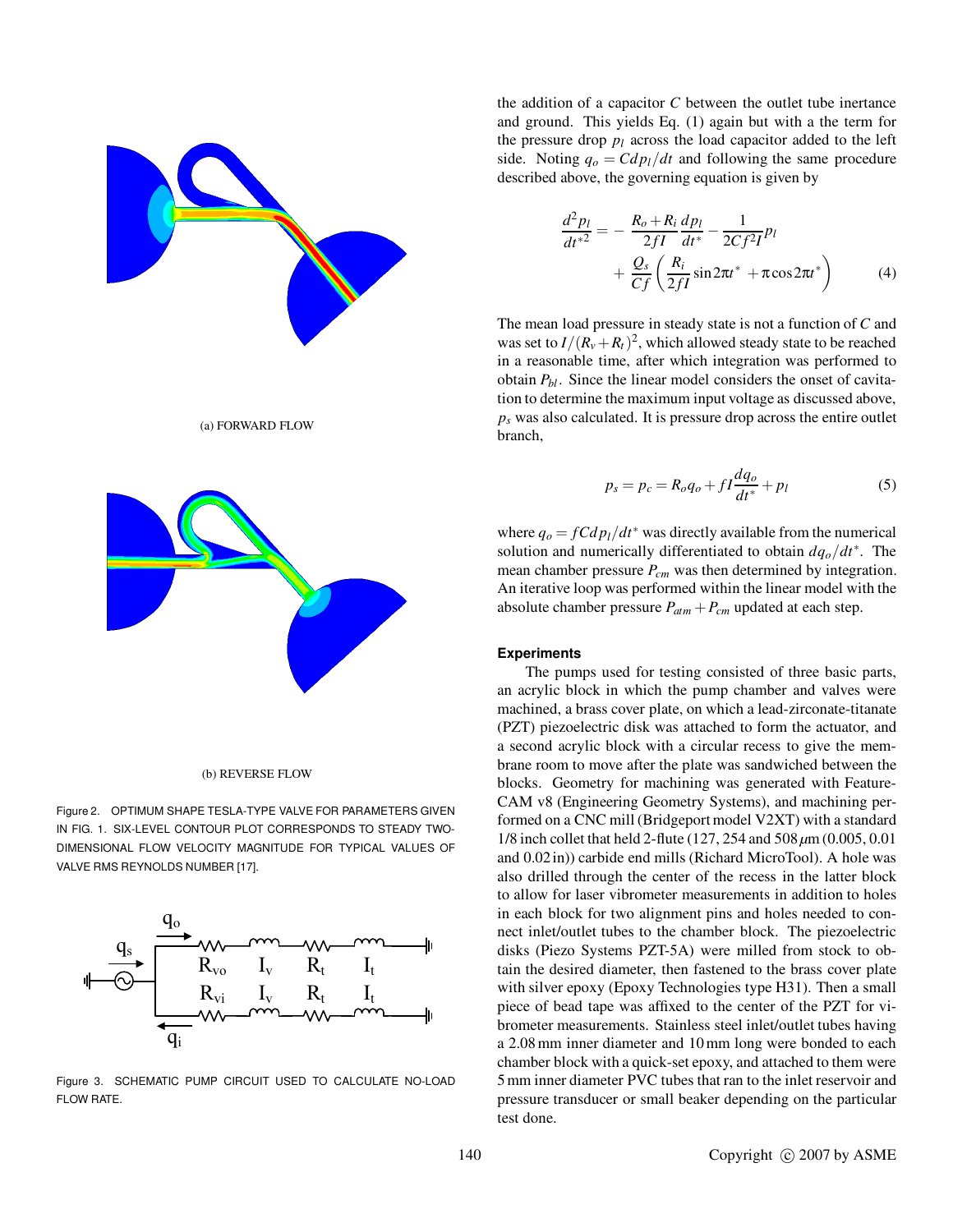(a) FORWARD FLOW

(b) REVERSE FLOW

Figure 2. OPTIMUM SHAPE TESLA-TYPE VALVE FOR PARAMETERS GIVEN IN FIG. 1. SIX-LEVEL CONTOUR PLOT CORRESPONDS TO STEADY TWO-DIMENSIONAL FLOW VELOCITY MAGNITUDE FOR TYPICAL VALUES OF VALVE RMS REYNOLDS NUMBER [17].

Figure 3. SCHEMATIC PUMP CIRCUIT USED TO CALCULATE NO-LOAD FLOW RATE.

the addition of a capacitor $C$ between the outlet tube inertance and ground. This yields Eq. (1) again but with a the term for the pressure drop $p_l$ across the load capacitor added to the left side. Noting $q_o = C dp_l/dt$ and following the same procedure described above, the governing equation is given by

$$\frac{d^2 p_l}{dt^{*2}} = -\frac{R_o + R_i}{2fI}\frac{dp_l}{dt^*} - \frac{1}{2Cf^2 I}p_l + \frac{Q_s}{Cf}\left(\frac{R_i}{2fI}\sin 2\pi t^* + \pi \cos 2\pi t^*\right) \tag{4}$$

The mean load pressure in steady state is not a function of $C$ and was set to $I/(R_v + R_t)^2$, which allowed steady state to be reached in a reasonable time, after which integration was performed to obtain $P_{bl}$. Since the linear model considers the onset of cavitation to determine the maximum input voltage as discussed above, $p_s$ was also calculated. It is pressure drop across the entire outlet branch,

$$p_s = p_c = R_o q_o + fI\frac{dq_o}{dt^*} + p_l \tag{5}$$

where $q_o = fC dp_l/dt^*$ was directly available from the numerical solution and numerically differentiated to obtain $dq_o/dt^*$. The mean chamber pressure $P_{cm}$ was then determined by integration. An iterative loop was performed within the linear model with the absolute chamber pressure $P_{atm} + P_{cm}$ updated at each step.

### Experiments

The pumps used for testing consisted of three basic parts, an acrylic block in which the pump chamber and valves were machined, a brass cover plate, on which a lead-zirconate-titanate (PZT) piezoelectric disk was attached to form the actuator, and a second acrylic block with a circular recess to give the membrane room to move after the plate was sandwiched between the blocks. Geometry for machining was generated with FeatureCAM v8 (Engineering Geometry Systems), and machining performed on a CNC mill (Bridgeport model V2XT) with a standard 1/8 inch collet that held 2-flute (127, 254 and 508 $\mu$m (0.005, 0.01 and 0.02 in)) carbide end mills (Richard MicroTool). A hole was also drilled through the center of the recess in the latter block to allow for laser vibrometer measurements in addition to holes in each block for two alignment pins and holes needed to connect inlet/outlet tubes to the chamber block. The piezoelectric disks (Piezo Systems PZT-5A) were milled from stock to obtain the desired diameter, then fastened to the brass cover plate with silver epoxy (Epoxy Technologies type H31). Then a small piece of bead tape was affixed to the center of the PZT for vibrometer measurements. Stainless steel inlet/outlet tubes having a 2.08 mm inner diameter and 10 mm long were bonded to each chamber block with a quick-set epoxy, and attached to them were 5 mm inner diameter PVC tubes that ran to the inlet reservoir and pressure transducer or small beaker depending on the particular test done.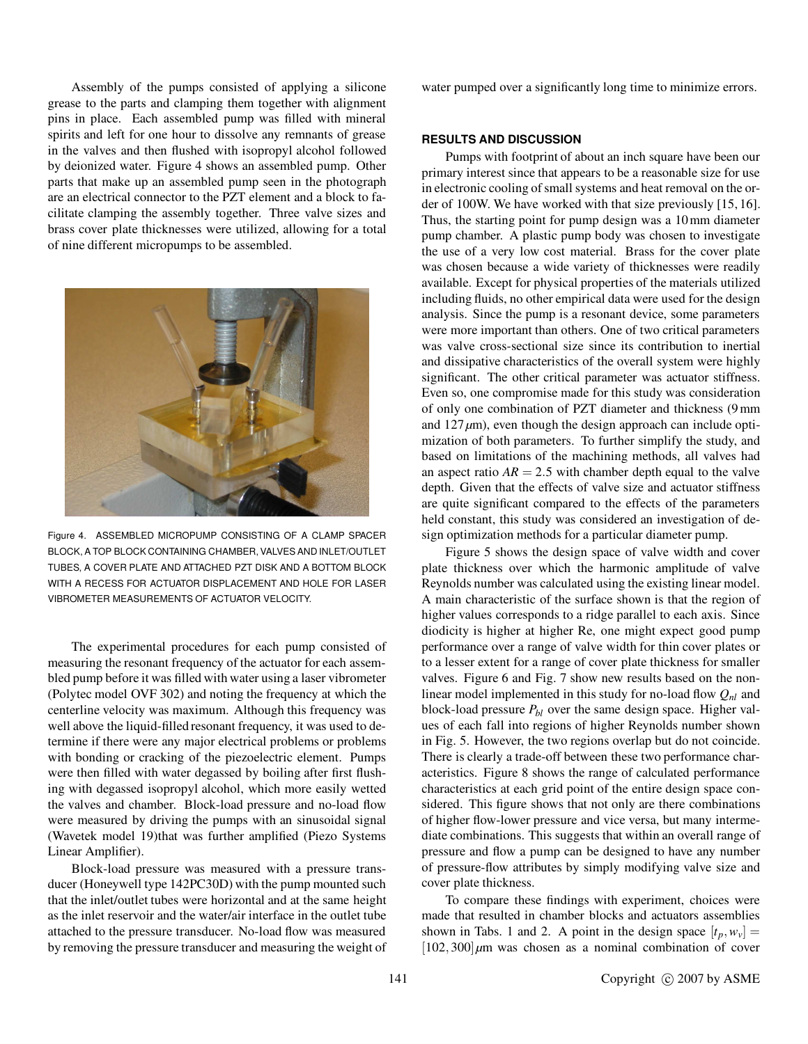Assembly of the pumps consisted of applying a silicone grease to the parts and clamping them together with alignment pins in place. Each assembled pump was filled with mineral spirits and left for one hour to dissolve any remnants of grease in the valves and then flushed with isopropyl alcohol followed by deionized water. Figure 4 shows an assembled pump. Other parts that make up an assembled pump seen in the photograph are an electrical connector to the PZT element and a block to facilitate clamping the assembly together. Three valve sizes and brass cover plate thicknesses were utilized, allowing for a total of nine different micropumps to be assembled.

Figure 4. ASSEMBLED MICROPUMP CONSISTING OF A CLAMP SPACER BLOCK, A TOP BLOCK CONTAINING CHAMBER, VALVES AND INLET/OUTLET TUBES, A COVER PLATE AND ATTACHED PZT DISK AND A BOTTOM BLOCK WITH A RECESS FOR ACTUATOR DISPLACEMENT AND HOLE FOR LASER VIBROMETER MEASUREMENTS OF ACTUATOR VELOCITY.

The experimental procedures for each pump consisted of measuring the resonant frequency of the actuator for each assembled pump before it was filled with water using a laser vibrometer (Polytec model OVF 302) and noting the frequency at which the centerline velocity was maximum. Although this frequency was well above the liquid-filled resonant frequency, it was used to determine if there were any major electrical problems or problems with bonding or cracking of the piezoelectric element. Pumps were then filled with water degassed by boiling after first flushing with degassed isopropyl alcohol, which more easily wetted the valves and chamber. Block-load pressure and no-load flow were measured by driving the pumps with an sinusoidal signal (Wavetek model 19)that was further amplified (Piezo Systems Linear Amplifier).

Block-load pressure was measured with a pressure transducer (Honeywell type 142PC30D) with the pump mounted such that the inlet/outlet tubes were horizontal and at the same height as the inlet reservoir and the water/air interface in the outlet tube attached to the pressure transducer. No-load flow was measured by removing the pressure transducer and measuring the weight of water pumped over a significantly long time to minimize errors.

## RESULTS AND DISCUSSION

Pumps with footprint of about an inch square have been our primary interest since that appears to be a reasonable size for use in electronic cooling of small systems and heat removal on the order of 100W. We have worked with that size previously [15, 16]. Thus, the starting point for pump design was a 10 mm diameter pump chamber. A plastic pump body was chosen to investigate the use of a very low cost material. Brass for the cover plate was chosen because a wide variety of thicknesses were readily available. Except for physical properties of the materials utilized including fluids, no other empirical data were used for the design analysis. Since the pump is a resonant device, some parameters were more important than others. One of two critical parameters was valve cross-sectional size since its contribution to inertial and dissipative characteristics of the overall system were highly significant. The other critical parameter was actuator stiffness. Even so, one compromise made for this study was consideration of only one combination of PZT diameter and thickness (9 mm and $127\,\mu$m), even though the design approach can include optimization of both parameters. To further simplify the study, and based on limitations of the machining methods, all valves had an aspect ratio $AR = 2.5$ with chamber depth equal to the valve depth. Given that the effects of valve size and actuator stiffness are quite significant compared to the effects of the parameters held constant, this study was considered an investigation of design optimization methods for a particular diameter pump.

Figure 5 shows the design space of valve width and cover plate thickness over which the harmonic amplitude of valve Reynolds number was calculated using the existing linear model. A main characteristic of the surface shown is that the region of higher values corresponds to a ridge parallel to each axis. Since diodicity is higher at higher Re, one might expect good pump performance over a range of valve width for thin cover plates or to a lesser extent for a range of cover plate thickness for smaller valves. Figure 6 and Fig. 7 show new results based on the non-linear model implemented in this study for no-load flow $Q_{nl}$ and block-load pressure $P_{bl}$ over the same design space. Higher values of each fall into regions of higher Reynolds number shown in Fig. 5. However, the two regions overlap but do not coincide. There is clearly a trade-off between these two performance characteristics. Figure 8 shows the range of calculated performance characteristics at each grid point of the entire design space considered. This figure shows that not only are there combinations of higher flow-lower pressure and vice versa, but many intermediate combinations. This suggests that within an overall range of pressure and flow a pump can be designed to have any number of pressure-flow attributes by simply modifying valve size and cover plate thickness.

To compare these findings with experiment, choices were made that resulted in chamber blocks and actuators assemblies shown in Tabs. 1 and 2. A point in the design space $[t_p, w_v] = [102, 300]\,\mu$m was chosen as a nominal combination of cover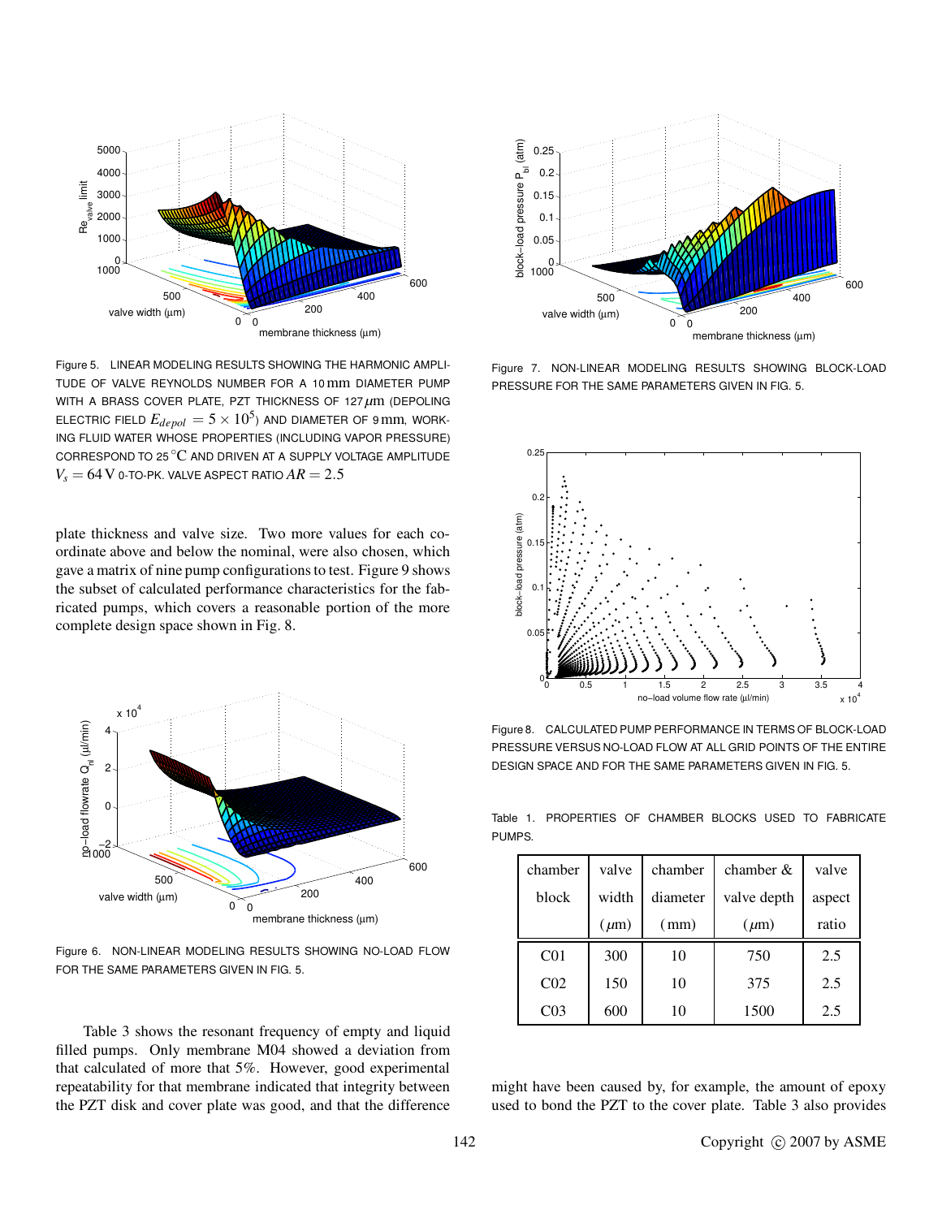Figure 5. LINEAR MODELING RESULTS SHOWING THE HARMONIC AMPLITUDE OF VALVE REYNOLDS NUMBER FOR A 10 mm DIAMETER PUMP WITH A BRASS COVER PLATE, PZT THICKNESS OF 127 $\mu m$ (DEPOLING ELECTRIC FIELD $E_{depol} = 5 \times 10^5$) AND DIAMETER OF 9 mm, WORKING FLUID WATER WHOSE PROPERTIES (INCLUDING VAPOR PRESSURE) CORRESPOND TO 25 °C AND DRIVEN AT A SUPPLY VOLTAGE AMPLITUDE $V_s = 64$ V 0-TO-PK. VALVE ASPECT RATIO $AR = 2.5$

plate thickness and valve size. Two more values for each coordinate above and below the nominal, were also chosen, which gave a matrix of nine pump configurations to test. Figure 9 shows the subset of calculated performance characteristics for the fabricated pumps, which covers a reasonable portion of the more complete design space shown in Fig. 8.

Figure 6. NON-LINEAR MODELING RESULTS SHOWING NO-LOAD FLOW FOR THE SAME PARAMETERS GIVEN IN FIG. 5.

Table 3 shows the resonant frequency of empty and liquid filled pumps. Only membrane M04 showed a deviation from that calculated of more that 5%. However, good experimental repeatability for that membrane indicated that integrity between the PZT disk and cover plate was good, and that the difference

Figure 7. NON-LINEAR MODELING RESULTS SHOWING BLOCK-LOAD PRESSURE FOR THE SAME PARAMETERS GIVEN IN FIG. 5.

Figure 8. CALCULATED PUMP PERFORMANCE IN TERMS OF BLOCK-LOAD PRESSURE VERSUS NO-LOAD FLOW AT ALL GRID POINTS OF THE ENTIRE DESIGN SPACE AND FOR THE SAME PARAMETERS GIVEN IN FIG. 5.

Table 1. PROPERTIES OF CHAMBER BLOCKS USED TO FABRICATE PUMPS.

| chamber block | valve width ($\mu$m) | chamber diameter (mm) | chamber & valve depth ($\mu$m) | valve aspect ratio |
|---|---|---|---|---|
| C01 | 300 | 10 | 750 | 2.5 |
| C02 | 150 | 10 | 375 | 2.5 |
| C03 | 600 | 10 | 1500 | 2.5 |

might have been caused by, for example, the amount of epoxy used to bond the PZT to the cover plate. Table 3 also provides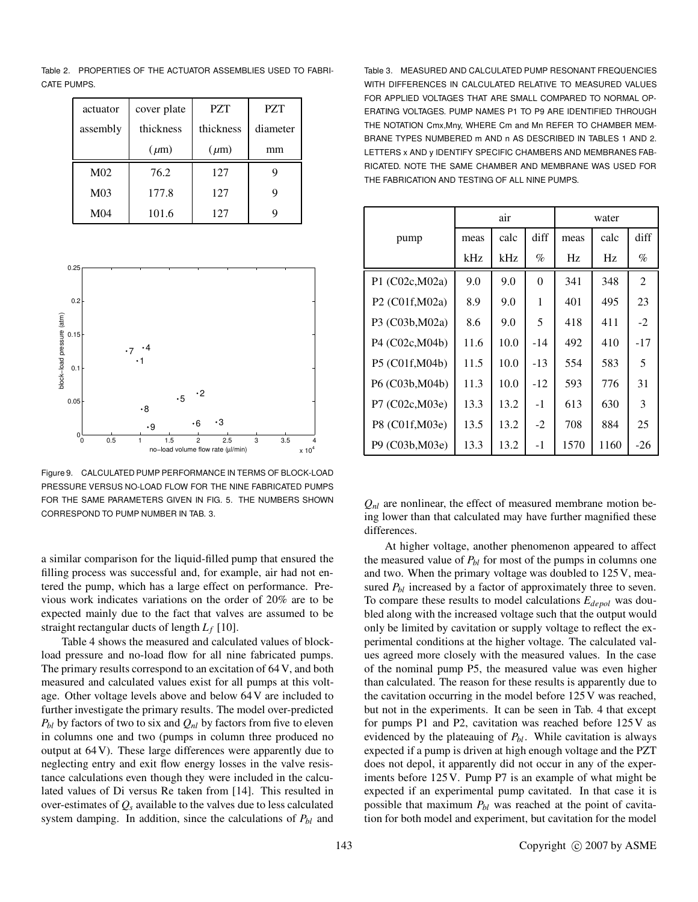Table 2. PROPERTIES OF THE ACTUATOR ASSEMBLIES USED TO FABRICATE PUMPS.

| actuator assembly | cover plate thickness ($\mu$m) | PZT thickness ($\mu$m) | PZT diameter mm |
|---|---|---|---|
| M02 | 76.2 | 127 | 9 |
| M03 | 177.8 | 127 | 9 |
| M04 | 101.6 | 127 | 9 |

Figure 9. CALCULATED PUMP PERFORMANCE IN TERMS OF BLOCK-LOAD PRESSURE VERSUS NO-LOAD FLOW FOR THE NINE FABRICATED PUMPS FOR THE SAME PARAMETERS GIVEN IN FIG. 5. THE NUMBERS SHOWN CORRESPOND TO PUMP NUMBER IN TAB. 3.

a similar comparison for the liquid-filled pump that ensured the filling process was successful and, for example, air had not entered the pump, which has a large effect on performance. Previous work indicates variations on the order of 20% are to be expected mainly due to the fact that valves are assumed to be straight rectangular ducts of length $L_f$ [10].

Table 4 shows the measured and calculated values of block-load pressure and no-load flow for all nine fabricated pumps. The primary results correspond to an excitation of 64 V, and both measured and calculated values exist for all pumps at this voltage. Other voltage levels above and below 64 V are included to further investigate the primary results. The model over-predicted $P_{bl}$ by factors of two to six and $Q_{nl}$ by factors from five to eleven in columns one and two (pumps in column three produced no output at 64 V). These large differences were apparently due to neglecting entry and exit flow energy losses in the valve resistance calculations even though they were included in the calculated values of Di versus Re taken from [14]. This resulted in over-estimates of $Q_s$ available to the valves due to less calculated system damping. In addition, since the calculations of $P_{bl}$ and $Q_{nl}$ are nonlinear, the effect of measured membrane motion being lower than that calculated may have further magnified these differences.

Table 3. MEASURED AND CALCULATED PUMP RESONANT FREQUENCIES WITH DIFFERENCES IN CALCULATED RELATIVE TO MEASURED VALUES FOR APPLIED VOLTAGES THAT ARE SMALL COMPARED TO NORMAL OPERATING VOLTAGES. PUMP NAMES P1 TO P9 ARE IDENTIFIED THROUGH THE NOTATION Cmx,Mny, WHERE Cm and Mn REFER TO CHAMBER MEMBRANE TYPES NUMBERED m AND n AS DESCRIBED IN TABLES 1 AND 2. LETTERS x AND y IDENTIFY SPECIFIC CHAMBERS AND MEMBRANES FABRICATED. NOTE THE SAME CHAMBER AND MEMBRANE WAS USED FOR THE FABRICATION AND TESTING OF ALL NINE PUMPS.

| pump | air | | | water | | |
|---|---|---|---|---|---|---|
| | meas kHz | calc kHz | diff % | meas Hz | calc Hz | diff % |
| P1 (C02c,M02a) | 9.0 | 9.0 | 0 | 341 | 348 | 2 |
| P2 (C01f,M02a) | 8.9 | 9.0 | 1 | 401 | 495 | 23 |
| P3 (C03b,M02a) | 8.6 | 9.0 | 5 | 418 | 411 | -2 |
| P4 (C02c,M04b) | 11.6 | 10.0 | -14 | 492 | 410 | -17 |
| P5 (C01f,M04b) | 11.5 | 10.0 | -13 | 554 | 583 | 5 |
| P6 (C03b,M04b) | 11.3 | 10.0 | -12 | 593 | 776 | 31 |
| P7 (C02c,M03e) | 13.3 | 13.2 | -1 | 613 | 630 | 3 |
| P8 (C01f,M03e) | 13.5 | 13.2 | -2 | 708 | 884 | 25 |
| P9 (C03b,M03e) | 13.3 | 13.2 | -1 | 1570 | 1160 | -26 |

At higher voltage, another phenomenon appeared to affect the measured value of $P_{bl}$ for most of the pumps in columns one and two. When the primary voltage was doubled to 125 V, measured $P_{bl}$ increased by a factor of approximately three to seven. To compare these results to model calculations $E_{depol}$ was doubled along with the increased voltage such that the output would only be limited by cavitation or supply voltage to reflect the experimental conditions at the higher voltage. The calculated values agreed more closely with the measured values. In the case of the nominal pump P5, the measured value was even higher than calculated. The reason for these results is apparently due to the cavitation occurring in the model before 125 V was reached, but not in the experiments. It can be seen in Tab. 4 that except for pumps P1 and P2, cavitation was reached before 125 V as evidenced by the plateauing of $P_{bl}$. While cavitation is always expected if a pump is driven at high enough voltage and the PZT does not depol, it apparently did not occur in any of the experiments before 125 V. Pump P7 is an example of what might be expected if an experimental pump cavitated. In that case it is possible that maximum $P_{bl}$ was reached at the point of cavitation for both model and experiment, but cavitation for the model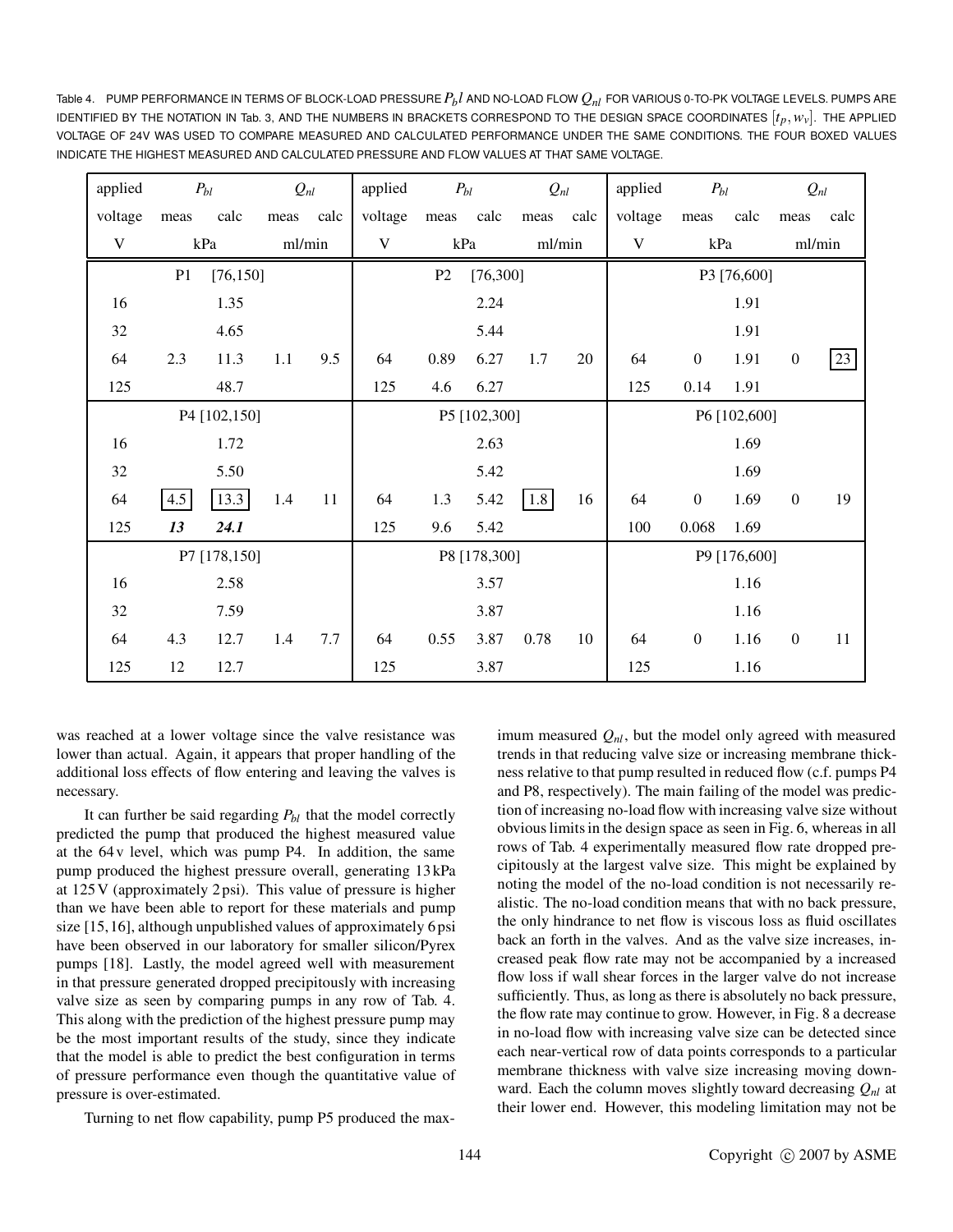Table 4. PUMP PERFORMANCE IN TERMS OF BLOCK-LOAD PRESSURE $P_b l$ AND NO-LOAD FLOW $Q_{nl}$ FOR VARIOUS 0-TO-PK VOLTAGE LEVELS. PUMPS ARE IDENTIFIED BY THE NOTATION IN Tab. 3, AND THE NUMBERS IN BRACKETS CORRESPOND TO THE DESIGN SPACE COORDINATES $[t_p, w_v]$. THE APPLIED VOLTAGE OF 24V WAS USED TO COMPARE MEASURED AND CALCULATED PERFORMANCE UNDER THE SAME CONDITIONS. THE FOUR BOXED VALUES INDICATE THE HIGHEST MEASURED AND CALCULATED PRESSURE AND FLOW VALUES AT THAT SAME VOLTAGE.

| applied voltage | $P_{bl}$ meas | $P_{bl}$ calc | $Q_{nl}$ meas | $Q_{nl}$ calc | applied voltage | $P_{bl}$ meas | $P_{bl}$ calc | $Q_{nl}$ meas | $Q_{nl}$ calc | applied voltage | $P_{bl}$ meas | $P_{bl}$ calc | $Q_{nl}$ meas | $Q_{nl}$ calc |
|---|---|---|---|---|---|---|---|---|---|---|---|---|---|---|
| V | kPa | | ml/min | | V | kPa | | ml/min | | V | kPa | | ml/min | |
| P1 [76,150] | | | | | P2 [76,300] | | | | | P3 [76,600] | | | | |
| 16 | | 1.35 | | | | | 2.24 | | | | | 1.91 | | |
| 32 | | 4.65 | | | | | 5.44 | | | | | 1.91 | | |
| 64 | 2.3 | 11.3 | 1.1 | 9.5 | 64 | 0.89 | 6.27 | 1.7 | 20 | 64 | 0 | 1.91 | 0 | [23] |
| 125 | | 48.7 | | | 125 | 4.6 | 6.27 | | | 125 | 0.14 | 1.91 | | |
| P4 [102,150] | | | | | P5 [102,300] | | | | | P6 [102,600] | | | | |
| 16 | | 1.72 | | | | | 2.63 | | | | | 1.69 | | |
| 32 | | 5.50 | | | | | 5.42 | | | | | 1.69 | | |
| 64 | [4.5] | [13.3] | 1.4 | 11 | 64 | 1.3 | 5.42 | [1.8] | 16 | 64 | 0 | 1.69 | 0 | 19 |
| 125 | ***13*** | ***24.1*** | | | 125 | 9.6 | 5.42 | | | 100 | 0.068 | 1.69 | | |
| P7 [178,150] | | | | | P8 [178,300] | | | | | P9 [176,600] | | | | |
| 16 | | 2.58 | | | | | 3.57 | | | | | 1.16 | | |
| 32 | | 7.59 | | | | | 3.87 | | | | | 1.16 | | |
| 64 | 4.3 | 12.7 | 1.4 | 7.7 | 64 | 0.55 | 3.87 | 0.78 | 10 | 64 | 0 | 1.16 | 0 | 11 |
| 125 | 12 | 12.7 | | | 125 | | 3.87 | | | 125 | | 1.16 | | |

was reached at a lower voltage since the valve resistance was lower than actual. Again, it appears that proper handling of the additional loss effects of flow entering and leaving the valves is necessary.

It can further be said regarding $P_{bl}$ that the model correctly predicted the pump that produced the highest measured value at the 64 v level, which was pump P4. In addition, the same pump produced the highest pressure overall, generating 13 kPa at 125 V (approximately 2 psi). This value of pressure is higher than we have been able to report for these materials and pump size [15, 16], although unpublished values of approximately 6 psi have been observed in our laboratory for smaller silicon/Pyrex pumps [18]. Lastly, the model agreed well with measurement in that pressure generated dropped precipitously with increasing valve size as seen by comparing pumps in any row of Tab. 4. This along with the prediction of the highest pressure pump may be the most important results of the study, since they indicate that the model is able to predict the best configuration in terms of pressure performance even though the quantitative value of pressure is over-estimated.

Turning to net flow capability, pump P5 produced the maximum measured $Q_{nl}$, but the model only agreed with measured trends in that reducing valve size or increasing membrane thickness relative to that pump resulted in reduced flow (c.f. pumps P4 and P8, respectively). The main failing of the model was prediction of increasing no-load flow with increasing valve size without obvious limits in the design space as seen in Fig. 6, whereas in all rows of Tab. 4 experimentally measured flow rate dropped precipitously at the largest valve size. This might be explained by noting the model of the no-load condition is not necessarily realistic. The no-load condition means that with no back pressure, the only hindrance to net flow is viscous loss as fluid oscillates back an forth in the valves. And as the valve size increases, increased peak flow rate may not be accompanied by a increased flow loss if wall shear forces in the larger valve do not increase sufficiently. Thus, as long as there is absolutely no back pressure, the flow rate may continue to grow. However, in Fig. 8 a decrease in no-load flow with increasing valve size can be detected since each near-vertical row of data points corresponds to a particular membrane thickness with valve size increasing moving downward. Each the column moves slightly toward decreasing $Q_{nl}$ at their lower end. However, this modeling limitation may not be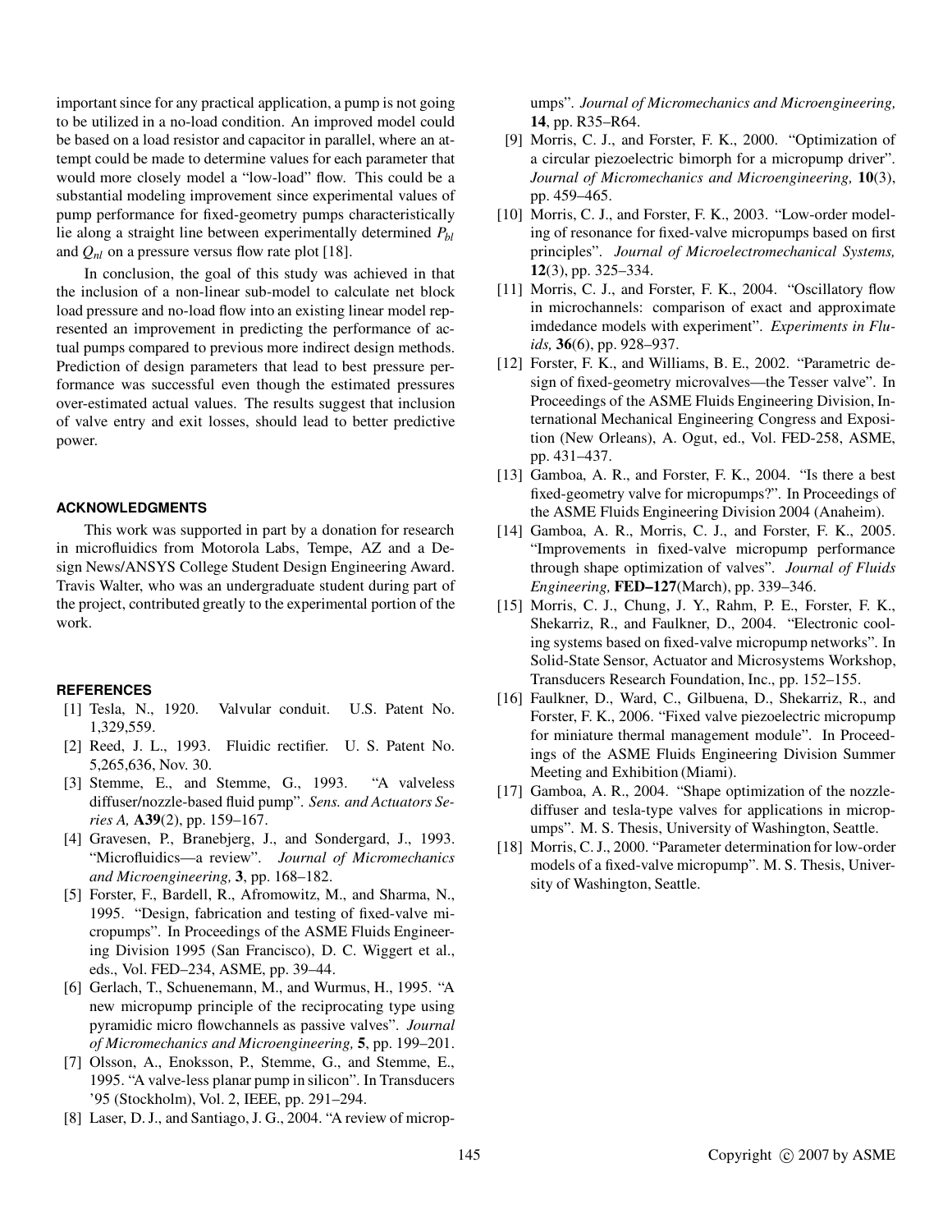important since for any practical application, a pump is not going to be utilized in a no-load condition. An improved model could be based on a load resistor and capacitor in parallel, where an attempt could be made to determine values for each parameter that would more closely model a "low-load" flow. This could be a substantial modeling improvement since experimental values of pump performance for fixed-geometry pumps characteristically lie along a straight line between experimentally determined $P_{bl}$ and $Q_{nl}$ on a pressure versus flow rate plot [18].

In conclusion, the goal of this study was achieved in that the inclusion of a non-linear sub-model to calculate net block load pressure and no-load flow into an existing linear model represented an improvement in predicting the performance of actual pumps compared to previous more indirect design methods. Prediction of design parameters that lead to best pressure performance was successful even though the estimated pressures over-estimated actual values. The results suggest that inclusion of valve entry and exit losses, should lead to better predictive power.

## ACKNOWLEDGMENTS

This work was supported in part by a donation for research in microfluidics from Motorola Labs, Tempe, AZ and a Design News/ANSYS College Student Design Engineering Award. Travis Walter, who was an undergraduate student during part of the project, contributed greatly to the experimental portion of the work.

## REFERENCES

[1] Tesla, N., 1920. Valvular conduit. U.S. Patent No. 1,329,559.

[2] Reed, J. L., 1993. Fluidic rectifier. U. S. Patent No. 5,265,636, Nov. 30.

[3] Stemme, E., and Stemme, G., 1993. "A valveless diffuser/nozzle-based fluid pump". *Sens. and Actuators Series A,* **A39**(2), pp. 159–167.

[4] Gravesen, P., Branebjerg, J., and Sondergard, J., 1993. "Microfluidics—a review". *Journal of Micromechanics and Microengineering,* **3**, pp. 168–182.

[5] Forster, F., Bardell, R., Afromowitz, M., and Sharma, N., 1995. "Design, fabrication and testing of fixed-valve micropumps". In Proceedings of the ASME Fluids Engineering Division 1995 (San Francisco), D. C. Wiggert et al., eds., Vol. FED–234, ASME, pp. 39–44.

[6] Gerlach, T., Schuenemann, M., and Wurmus, H., 1995. "A new micropump principle of the reciprocating type using pyramidic micro flowchannels as passive valves". *Journal of Micromechanics and Microengineering,* **5**, pp. 199–201.

[7] Olsson, A., Enoksson, P., Stemme, G., and Stemme, E., 1995. "A valve-less planar pump in silicon". In Transducers '95 (Stockholm), Vol. 2, IEEE, pp. 291–294.

[8] Laser, D. J., and Santiago, J. G., 2004. "A review of micropumps". *Journal of Micromechanics and Microengineering,* **14**, pp. R35–R64.

[9] Morris, C. J., and Forster, F. K., 2000. "Optimization of a circular piezoelectric bimorph for a micropump driver". *Journal of Micromechanics and Microengineering,* **10**(3), pp. 459–465.

[10] Morris, C. J., and Forster, F. K., 2003. "Low-order modeling of resonance for fixed-valve micropumps based on first principles". *Journal of Microelectromechanical Systems,* **12**(3), pp. 325–334.

[11] Morris, C. J., and Forster, F. K., 2004. "Oscillatory flow in microchannels: comparison of exact and approximate imdedance models with experiment". *Experiments in Fluids,* **36**(6), pp. 928–937.

[12] Forster, F. K., and Williams, B. E., 2002. "Parametric design of fixed-geometry microvalves—the Tesser valve". In Proceedings of the ASME Fluids Engineering Division, International Mechanical Engineering Congress and Exposition (New Orleans), A. Ogut, ed., Vol. FED-258, ASME, pp. 431–437.

[13] Gamboa, A. R., and Forster, F. K., 2004. "Is there a best fixed-geometry valve for micropumps?". In Proceedings of the ASME Fluids Engineering Division 2004 (Anaheim).

[14] Gamboa, A. R., Morris, C. J., and Forster, F. K., 2005. "Improvements in fixed-valve micropump performance through shape optimization of valves". *Journal of Fluids Engineering,* **FED–127**(March), pp. 339–346.

[15] Morris, C. J., Chung, J. Y., Rahm, P. E., Forster, F. K., Shekarriz, R., and Faulkner, D., 2004. "Electronic cooling systems based on fixed-valve micropump networks". In Solid-State Sensor, Actuator and Microsystems Workshop, Transducers Research Foundation, Inc., pp. 152–155.

[16] Faulkner, D., Ward, C., Gilbuena, D., Shekarriz, R., and Forster, F. K., 2006. "Fixed valve piezoelectric micropump for miniature thermal management module". In Proceedings of the ASME Fluids Engineering Division Summer Meeting and Exhibition (Miami).

[17] Gamboa, A. R., 2004. "Shape optimization of the nozzle-diffuser and tesla-type valves for applications in micropumps". M. S. Thesis, University of Washington, Seattle.

[18] Morris, C. J., 2000. "Parameter determination for low-order models of a fixed-valve micropump". M. S. Thesis, University of Washington, Seattle.